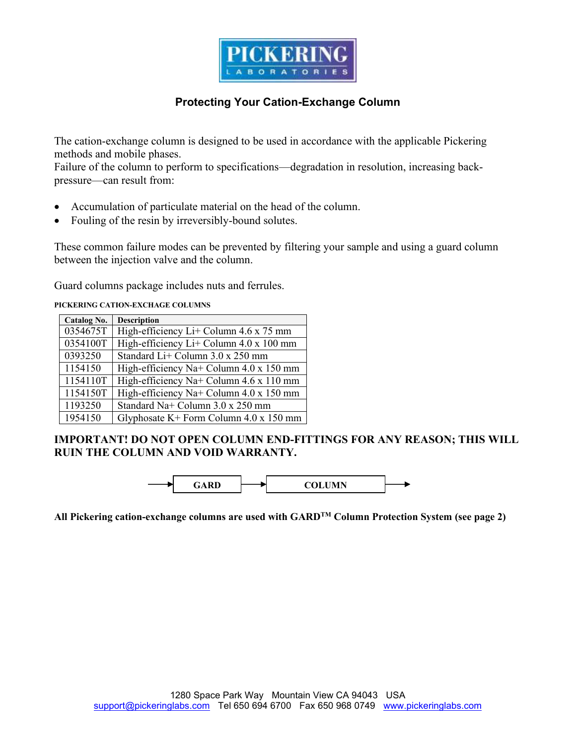PICKERING LABORATORIES

# Protecting Your Cation-Exchange Column

The cation-exchange column is designed to be used in accordance with the applicable Pickering methods and mobile phases.
Failure of the column to perform to specifications—degradation in resolution, increasing back-pressure—can result from:

- Accumulation of particulate material on the head of the column.
- Fouling of the resin by irreversibly-bound solutes.

These common failure modes can be prevented by filtering your sample and using a guard column between the injection valve and the column.

Guard columns package includes nuts and ferrules.

**PICKERING CATION-EXCHAGE COLUMNS**

| Catalog No. | Description |
|---|---|
| 0354675T | High-efficiency Li+ Column 4.6 x 75 mm |
| 0354100T | High-efficiency Li+ Column 4.0 x 100 mm |
| 0393250 | Standard Li+ Column 3.0 x 250 mm |
| 1154150 | High-efficiency Na+ Column 4.0 x 150 mm |
| 1154110T | High-efficiency Na+ Column 4.6 x 110 mm |
| 1154150T | High-efficiency Na+ Column 4.0 x 150 mm |
| 1193250 | Standard Na+ Column 3.0 x 250 mm |
| 1954150 | Glyphosate K+ Form Column 4.0 x 150 mm |

**IMPORTANT! DO NOT OPEN COLUMN END-FITTINGS FOR ANY REASON; THIS WILL RUIN THE COLUMN AND VOID WARRANTY.**

→ GARD → COLUMN →

**All Pickering cation-exchange columns are used with GARD™ Column Protection System (see page 2)**

1280 Space Park Way Mountain View CA 94043 USA
support@pickeringlabs.com Tel 650 694 6700 Fax 650 968 0749 www.pickeringlabs.com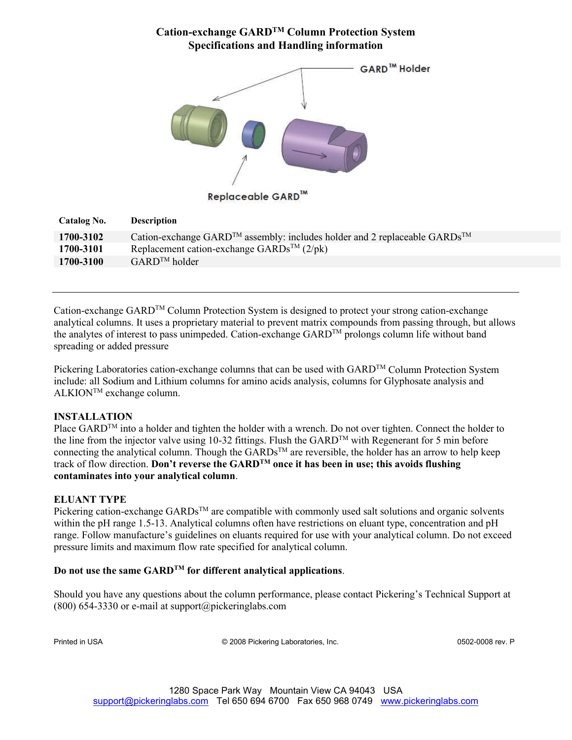# Cation-exchange GARD$^{TM}$ Column Protection System
## Specifications and Handling information

GARD$^{TM}$ Holder

Replaceable GARD$^{TM}$

| Catalog No. | Description |
|---|---|
| **1700-3102** | Cation-exchange GARD$^{TM}$ assembly: includes holder and 2 replaceable GARDs$^{TM}$ |
| **1700-3101** | Replacement cation-exchange GARDs$^{TM}$ (2/pk) |
| **1700-3100** | GARD$^{TM}$ holder |

---

Cation-exchange GARD$^{TM}$ Column Protection System is designed to protect your strong cation-exchange analytical columns. It uses a proprietary material to prevent matrix compounds from passing through, but allows the analytes of interest to pass unimpeded. Cation-exchange GARD$^{TM}$ prolongs column life without band spreading or added pressure

Pickering Laboratories cation-exchange columns that can be used with GARD$^{TM}$ Column Protection System include: all Sodium and Lithium columns for amino acids analysis, columns for Glyphosate analysis and ALKION$^{TM}$ exchange column.

**INSTALLATION**
Place GARD$^{TM}$ into a holder and tighten the holder with a wrench. Do not over tighten. Connect the holder to the line from the injector valve using 10-32 fittings. Flush the GARD$^{TM}$ with Regenerant for 5 min before connecting the analytical column. Though the GARDs$^{TM}$ are reversible, the holder has an arrow to help keep track of flow direction. **Don't reverse the GARD$^{TM}$ once it has been in use; this avoids flushing contaminates into your analytical column**.

**ELUANT TYPE**
Pickering cation-exchange GARDs$^{TM}$ are compatible with commonly used salt solutions and organic solvents within the pH range 1.5-13. Analytical columns often have restrictions on eluant type, concentration and pH range. Follow manufacture's guidelines on eluants required for use with your analytical column. Do not exceed pressure limits and maximum flow rate specified for analytical column.

**Do not use the same GARD$^{TM}$ for different analytical applications**.

Should you have any questions about the column performance, please contact Pickering's Technical Support at (800) 654-3330 or e-mail at support@pickeringlabs.com

Printed in USA © 2008 Pickering Laboratories, Inc. 0502-0008 rev. P

1280 Space Park Way Mountain View CA 94043 USA
support@pickeringlabs.com Tel 650 694 6700 Fax 650 968 0749 www.pickeringlabs.com